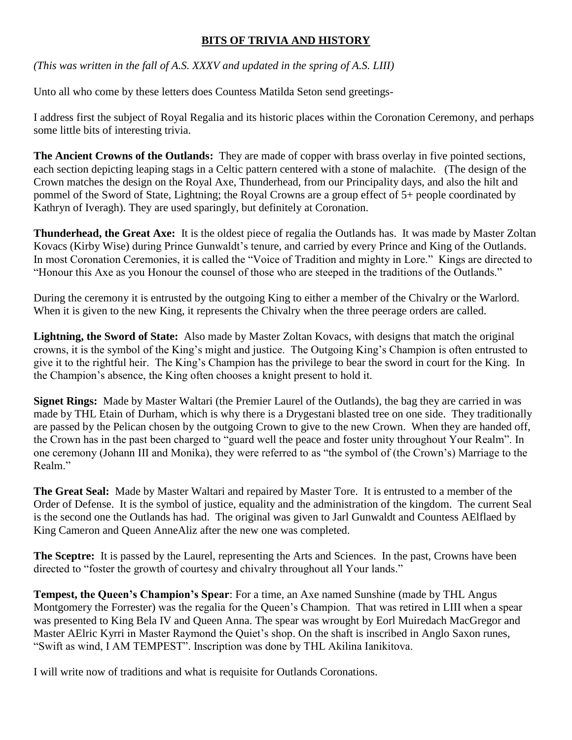## **BITS OF TRIVIA AND HISTORY**

*(This was written in the fall of A.S. XXXV and updated in the spring of A.S. LIII)*

Unto all who come by these letters does Countess Matilda Seton send greetings-

I address first the subject of Royal Regalia and its historic places within the Coronation Ceremony, and perhaps some little bits of interesting trivia.

**The Ancient Crowns of the Outlands:** They are made of copper with brass overlay in five pointed sections, each section depicting leaping stags in a Celtic pattern centered with a stone of malachite. (The design of the Crown matches the design on the Royal Axe, Thunderhead, from our Principality days, and also the hilt and pommel of the Sword of State, Lightning; the Royal Crowns are a group effect of 5+ people coordinated by Kathryn of Iveragh). They are used sparingly, but definitely at Coronation.

**Thunderhead, the Great Axe:** It is the oldest piece of regalia the Outlands has. It was made by Master Zoltan Kovacs (Kirby Wise) during Prince Gunwaldt's tenure, and carried by every Prince and King of the Outlands. In most Coronation Ceremonies, it is called the "Voice of Tradition and mighty in Lore." Kings are directed to "Honour this Axe as you Honour the counsel of those who are steeped in the traditions of the Outlands."

During the ceremony it is entrusted by the outgoing King to either a member of the Chivalry or the Warlord. When it is given to the new King, it represents the Chivalry when the three peerage orders are called.

**Lightning, the Sword of State:** Also made by Master Zoltan Kovacs, with designs that match the original crowns, it is the symbol of the King's might and justice. The Outgoing King's Champion is often entrusted to give it to the rightful heir. The King's Champion has the privilege to bear the sword in court for the King. In the Champion's absence, the King often chooses a knight present to hold it.

**Signet Rings:** Made by Master Waltari (the Premier Laurel of the Outlands), the bag they are carried in was made by THL Etain of Durham, which is why there is a Drygestani blasted tree on one side. They traditionally are passed by the Pelican chosen by the outgoing Crown to give to the new Crown. When they are handed off, the Crown has in the past been charged to "guard well the peace and foster unity throughout Your Realm". In one ceremony (Johann III and Monika), they were referred to as "the symbol of (the Crown's) Marriage to the Realm."

**The Great Seal:** Made by Master Waltari and repaired by Master Tore. It is entrusted to a member of the Order of Defense. It is the symbol of justice, equality and the administration of the kingdom. The current Seal is the second one the Outlands has had. The original was given to Jarl Gunwaldt and Countess AElflaed by King Cameron and Queen AnneAliz after the new one was completed.

**The Sceptre:** It is passed by the Laurel, representing the Arts and Sciences. In the past, Crowns have been directed to "foster the growth of courtesy and chivalry throughout all Your lands."

**Tempest, the Queen's Champion's Spear**: For a time, an Axe named Sunshine (made by THL Angus Montgomery the Forrester) was the regalia for the Queen's Champion. That was retired in LIII when a spear was presented to King Bela IV and Queen Anna. The spear was wrought by Eorl Muiredach MacGregor and Master AElric Kyrri in Master Raymond the Quiet's shop. On the shaft is inscribed in Anglo Saxon runes, "Swift as wind, I AM TEMPEST". Inscription was done by THL Akilina Ianikitova.

I will write now of traditions and what is requisite for Outlands Coronations.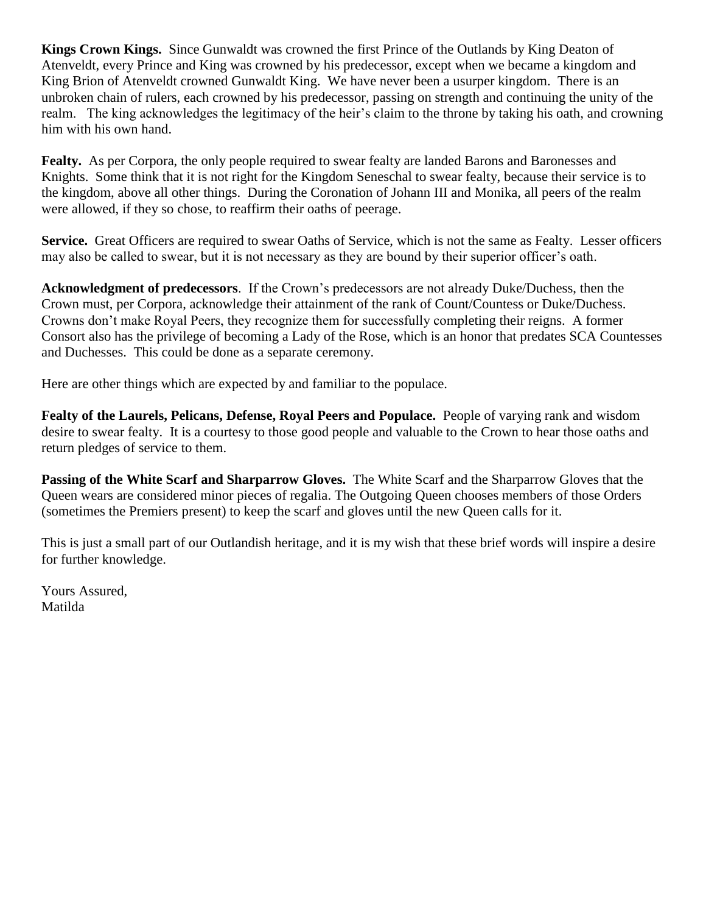**Kings Crown Kings.** Since Gunwaldt was crowned the first Prince of the Outlands by King Deaton of Atenveldt, every Prince and King was crowned by his predecessor, except when we became a kingdom and King Brion of Atenveldt crowned Gunwaldt King. We have never been a usurper kingdom. There is an unbroken chain of rulers, each crowned by his predecessor, passing on strength and continuing the unity of the realm. The king acknowledges the legitimacy of the heir's claim to the throne by taking his oath, and crowning him with his own hand.

**Fealty.** As per Corpora, the only people required to swear fealty are landed Barons and Baronesses and Knights. Some think that it is not right for the Kingdom Seneschal to swear fealty, because their service is to the kingdom, above all other things. During the Coronation of Johann III and Monika, all peers of the realm were allowed, if they so chose, to reaffirm their oaths of peerage.

**Service.** Great Officers are required to swear Oaths of Service, which is not the same as Fealty. Lesser officers may also be called to swear, but it is not necessary as they are bound by their superior officer's oath.

**Acknowledgment of predecessors**. If the Crown's predecessors are not already Duke/Duchess, then the Crown must, per Corpora, acknowledge their attainment of the rank of Count/Countess or Duke/Duchess. Crowns don't make Royal Peers, they recognize them for successfully completing their reigns. A former Consort also has the privilege of becoming a Lady of the Rose, which is an honor that predates SCA Countesses and Duchesses. This could be done as a separate ceremony.

Here are other things which are expected by and familiar to the populace.

**Fealty of the Laurels, Pelicans, Defense, Royal Peers and Populace.** People of varying rank and wisdom desire to swear fealty. It is a courtesy to those good people and valuable to the Crown to hear those oaths and return pledges of service to them.

**Passing of the White Scarf and Sharparrow Gloves.** The White Scarf and the Sharparrow Gloves that the Queen wears are considered minor pieces of regalia. The Outgoing Queen chooses members of those Orders (sometimes the Premiers present) to keep the scarf and gloves until the new Queen calls for it.

This is just a small part of our Outlandish heritage, and it is my wish that these brief words will inspire a desire for further knowledge.

Yours Assured,
Matilda